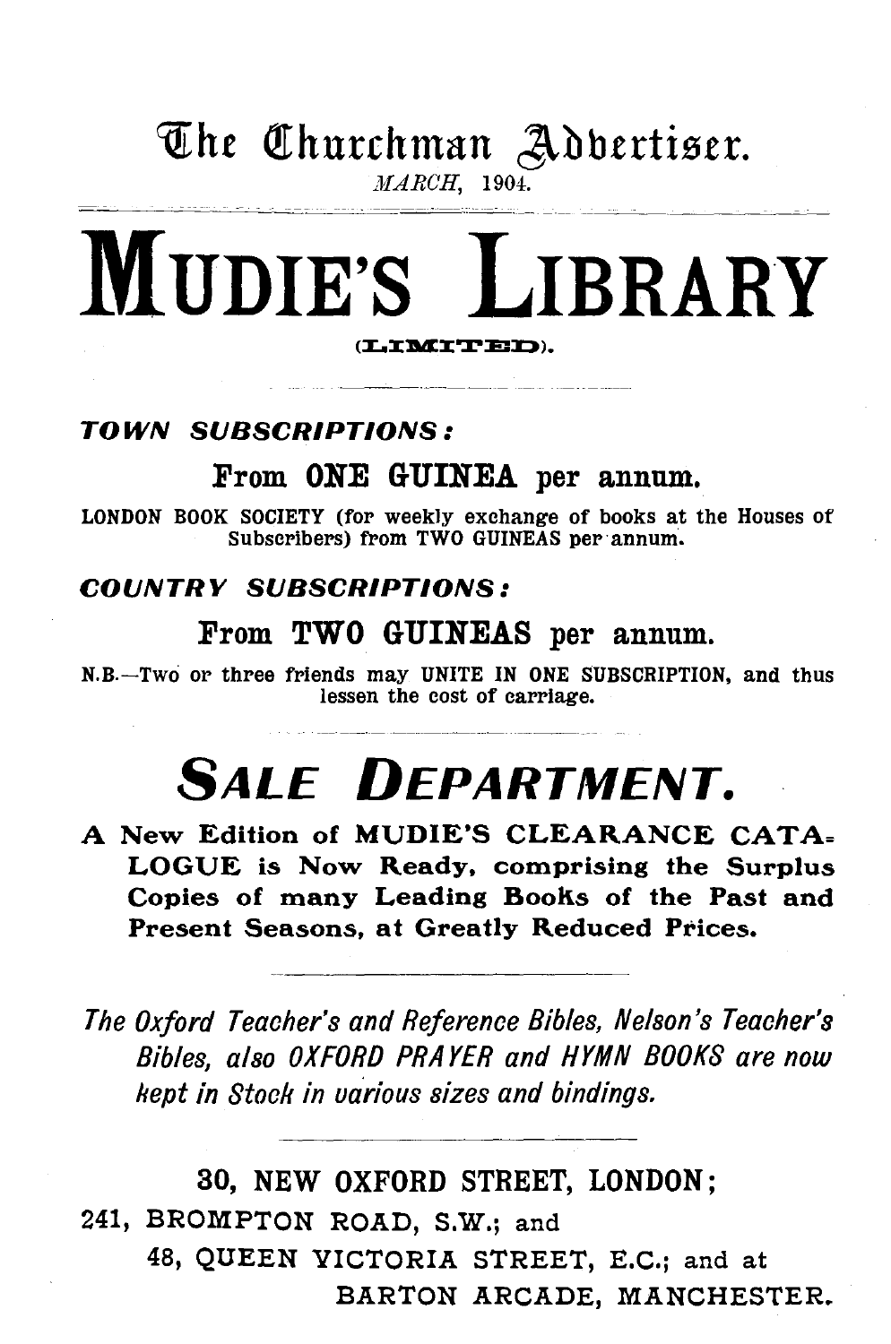# The Churchman Advertiser.

*MARCH,* 1904.

# MUDIE'S LIBRARY

(LIMITED).

***TOWN SUBSCRIPTIONS:***

**From ONE GUINEA per annum.**

LONDON BOOK SOCIETY (for weekly exchange of books at the Houses of Subscribers) from TWO GUINEAS per annum.

***COUNTRY SUBSCRIPTIONS:***

**From TWO GUINEAS per annum.**

N.B.—Two or three friends may UNITE IN ONE SUBSCRIPTION, and thus lessen the cost of carriage.

## *SALE DEPARTMENT.*

**A New Edition of MUDIE'S CLEARANCE CATALOGUE is Now Ready, comprising the Surplus Copies of many Leading Books of the Past and Present Seasons, at Greatly Reduced Prices.**

*The Oxford Teacher's and Reference Bibles, Nelson's Teacher's Bibles, also OXFORD PRAYER and HYMN BOOKS are now kept in Stock in various sizes and bindings.*

**30, NEW OXFORD STREET, LONDON;**
241, BROMPTON ROAD, S.W.; and
48, QUEEN VICTORIA STREET, E.C.; and at
BARTON ARCADE, MANCHESTER.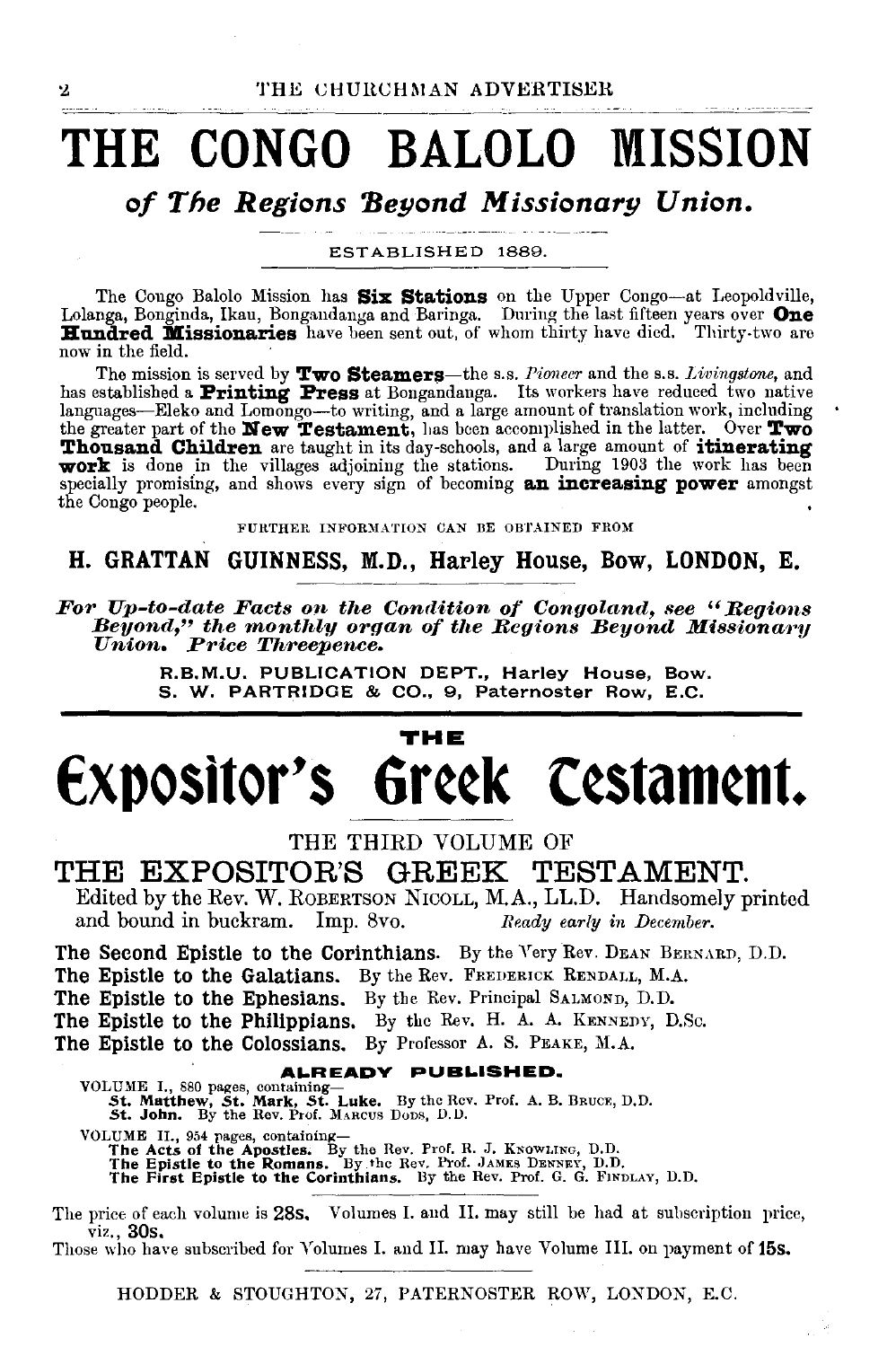# THE CONGO BALOLO MISSION

## *of The Regions Beyond Missionary Union.*

ESTABLISHED 1889.

The Congo Balolo Mission has **Six Stations** on the Upper Congo—at Leopoldville, Lolanga, Bonginda, Ikau, Bongandanga and Baringa. During the last fifteen years over **One Hundred Missionaries** have been sent out, of whom thirty have died. Thirty-two are now in the field.

The mission is served by **Two Steamers**—the s.s. *Pioneer* and the s.s. *Livingstone*, and has established a **Printing Press** at Bongandanga. Its workers have reduced two native languages—Eleko and Lomongo—to writing, and a large amount of translation work, including the greater part of the **New Testament**, has been accomplished in the latter. Over **Two Thousand Children** are taught in its day-schools, and a large amount of **itinerating work** is done in the villages adjoining the stations. During 1903 the work has been specially promising, and shows every sign of becoming **an increasing power** amongst the Congo people.

FURTHER INFORMATION CAN BE OBTAINED FROM

**H. GRATTAN GUINNESS, M.D., Harley House, Bow, LONDON, E.**

***For Up-to-date Facts on the Condition of Congoland, see "Regions Beyond," the monthly organ of the Regions Beyond Missionary Union. Price Threepence.***

**R.B.M.U. PUBLICATION DEPT., Harley House, Bow.**
**S. W. PARTRIDGE & CO., 9, Paternoster Row, E.C.**

---

THE

# Expositor's Greek Testament.

THE THIRD VOLUME OF

## THE EXPOSITOR'S GREEK TESTAMENT.

Edited by the Rev. W. ROBERTSON NICOLL, M.A., LL.D. Handsomely printed and bound in buckram. Imp. 8vo. *Ready early in December.*

**The Second Epistle to the Corinthians.** By the Very Rev. DEAN BERNARD, D.D.
**The Epistle to the Galatians.** By the Rev. FREDERICK RENDALL, M.A.
**The Epistle to the Ephesians.** By the Rev. Principal SALMOND, D.D.
**The Epistle to the Philippians.** By the Rev. H. A. A. KENNEDY, D.Sc.
**The Epistle to the Colossians.** By Professor A. S. PEAKE, M.A.

**ALREADY PUBLISHED.**

VOLUME I., 880 pages, containing—
**St. Matthew, St. Mark, St. Luke.** By the Rev. Prof. A. B. BRUCE, D.D.
**St. John.** By the Rev. Prof. MARCUS DODS, D.D.

VOLUME II., 954 pages, containing—
**The Acts of the Apostles.** By the Rev. Prof. R. J. KNOWLING, D.D.
**The Epistle to the Romans.** By the Rev. Prof. JAMES DENNEY, D.D.
**The First Epistle to the Corinthians.** By the Rev. Prof. G. G. FINDLAY, D.D.

The price of each volume is **28s.** Volumes I. and II. may still be had at subscription price, viz., **30s.**
Those who have subscribed for Volumes I. and II. may have Volume III. on payment of **15s.**

HODDER & STOUGHTON, 27, PATERNOSTER ROW, LONDON, E.C.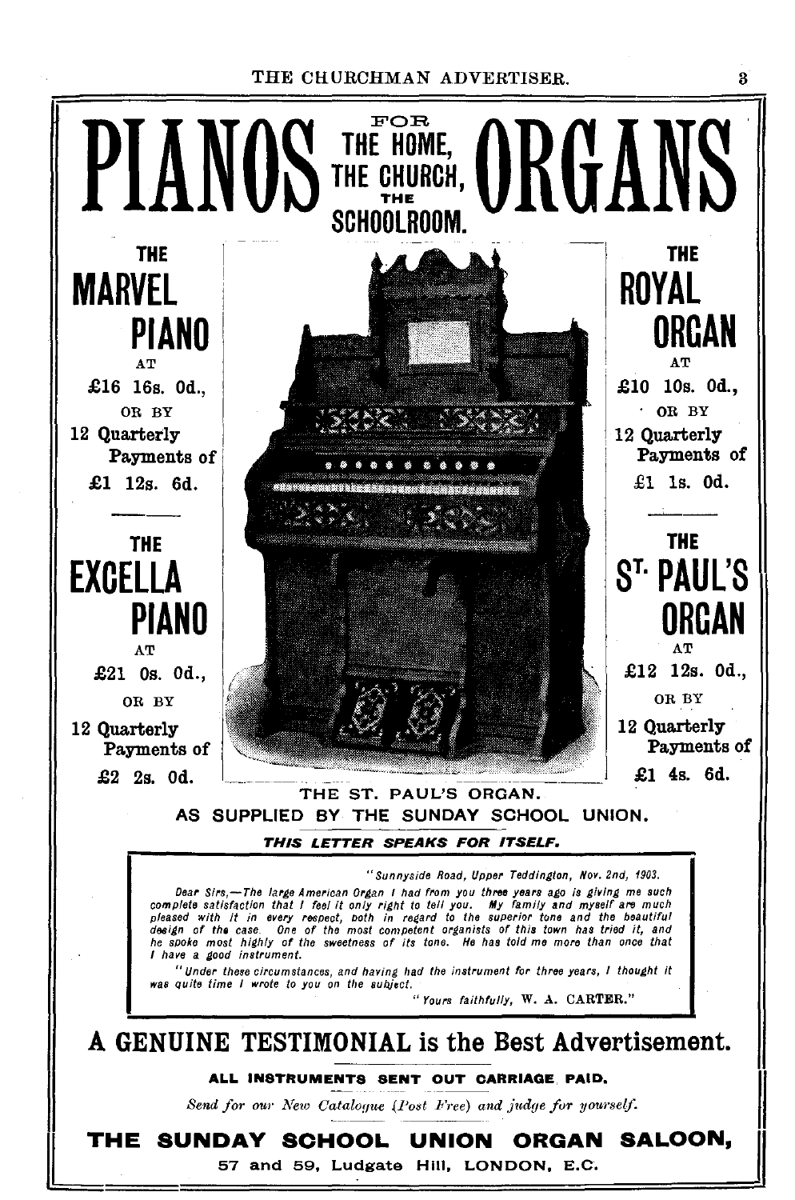# PIANOS FOR THE HOME, THE CHURCH, THE SCHOOLROOM. ORGANS

## THE MARVEL PIANO

AT

**£16 16s. 0d.,**

OR BY

**12 Quarterly Payments of £1 12s. 6d.**

## THE EXCELLA PIANO

AT

**£21 0s. 0d.,**

OR BY

**12 Quarterly Payments of £2 2s. 0d.**

## THE ROYAL ORGAN

AT

**£10 10s. 0d.,**

OR BY

**12 Quarterly Payments of £1 1s. 0d.**

## THE ST. PAUL'S ORGAN

AT

**£12 12s. 0d.,**

OR BY

**12 Quarterly Payments of £1 4s. 6d.**

THE ST. PAUL'S ORGAN.

AS SUPPLIED BY THE SUNDAY SCHOOL UNION.

***THIS LETTER SPEAKS FOR ITSELF.***

> *"Sunnyside Road, Upper Teddington, Nov. 2nd, 1903.*
>
> *Dear Sirs,—The large American Organ I had from you three years ago is giving me such complete satisfaction that I feel it only right to tell you. My family and myself are much pleased with it in every respect, both in regard to the superior tone and the beautiful design of the case. One of the most competent organists of this town has tried it, and he spoke most highly of the sweetness of its tone. He has told me more than once that I have a good instrument.*
>
> *"Under these circumstances, and having had the instrument for three years, I thought it was quite time I wrote to you on the subject.*
>
> *"Yours faithfully,* W. A. CARTER."

## A GENUINE TESTIMONIAL is the Best Advertisement.

**ALL INSTRUMENTS SENT OUT CARRIAGE PAID.**

*Send for our New Catalogue (Post Free) and judge for yourself.*

## THE SUNDAY SCHOOL UNION ORGAN SALOON,

57 and 59, Ludgate Hill, LONDON, E.C.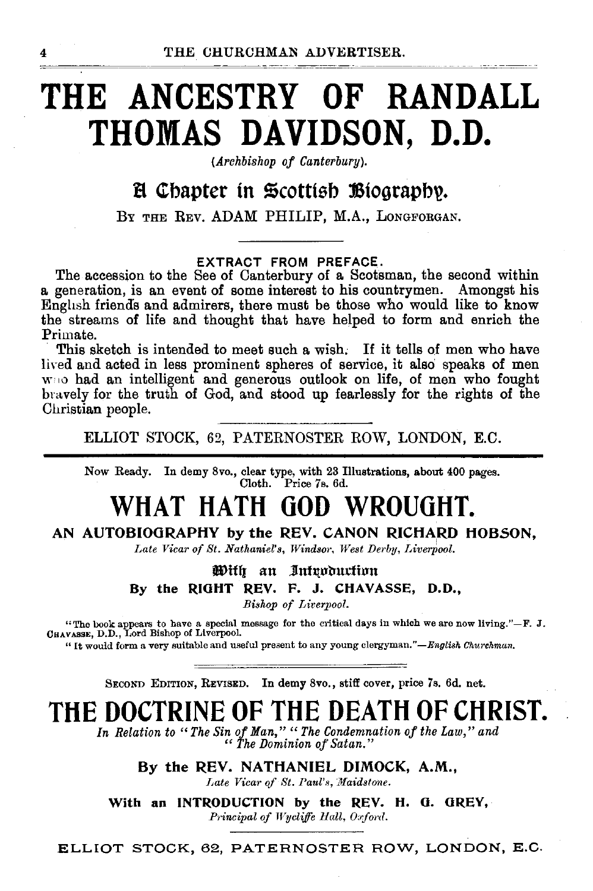# THE ANCESTRY OF RANDALL THOMAS DAVIDSON, D.D.

*(Archbishop of Canterbury).*

## A Chapter in Scottish Biography.

BY THE REV. ADAM PHILIP, M.A., LONGFORGAN.

EXTRACT FROM PREFACE.

The accession to the See of Canterbury of a Scotsman, the second within a generation, is an event of some interest to his countrymen. Amongst his English friends and admirers, there must be those who would like to know the streams of life and thought that have helped to form and enrich the Primate.

This sketch is intended to meet such a wish. If it tells of men who have lived and acted in less prominent spheres of service, it also speaks of men who had an intelligent and generous outlook on life, of men who fought bravely for the truth of God, and stood up fearlessly for the rights of the Christian people.

ELLIOT STOCK, 62, PATERNOSTER ROW, LONDON, E.C.

---

Now Ready. In demy 8vo., clear type, with 23 Illustrations, about 400 pages. Cloth. Price 7s. 6d.

# WHAT HATH GOD WROUGHT.

**AN AUTOBIOGRAPHY by the REV. CANON RICHARD HOBSON,**

*Late Vicar of St. Nathaniel's, Windsor, West Derby, Liverpool.*

**With an Introduction**

**By the RIGHT REV. F. J. CHAVASSE, D.D.,**

*Bishop of Liverpool.*

"The book appears to have a special message for the critical days in which we are now living."—F. J. CHAVASSE, D.D., Lord Bishop of Liverpool.

"It would form a very suitable and useful present to any young clergyman."—*English Churchman.*

---

SECOND EDITION, REVISED. In demy 8vo., stiff cover, price 7s. 6d. net.

# THE DOCTRINE OF THE DEATH OF CHRIST.

*In Relation to "The Sin of Man," "The Condemnation of the Law," and "The Dominion of Satan."*

**By the REV. NATHANIEL DIMOCK, A.M.,**

*Late Vicar of St. Paul's, Maidstone.*

**With an INTRODUCTION by the REV. H. G. GREY,**

*Principal of Wycliffe Hall, Oxford.*

ELLIOT STOCK, 62, PATERNOSTER ROW, LONDON, E.C.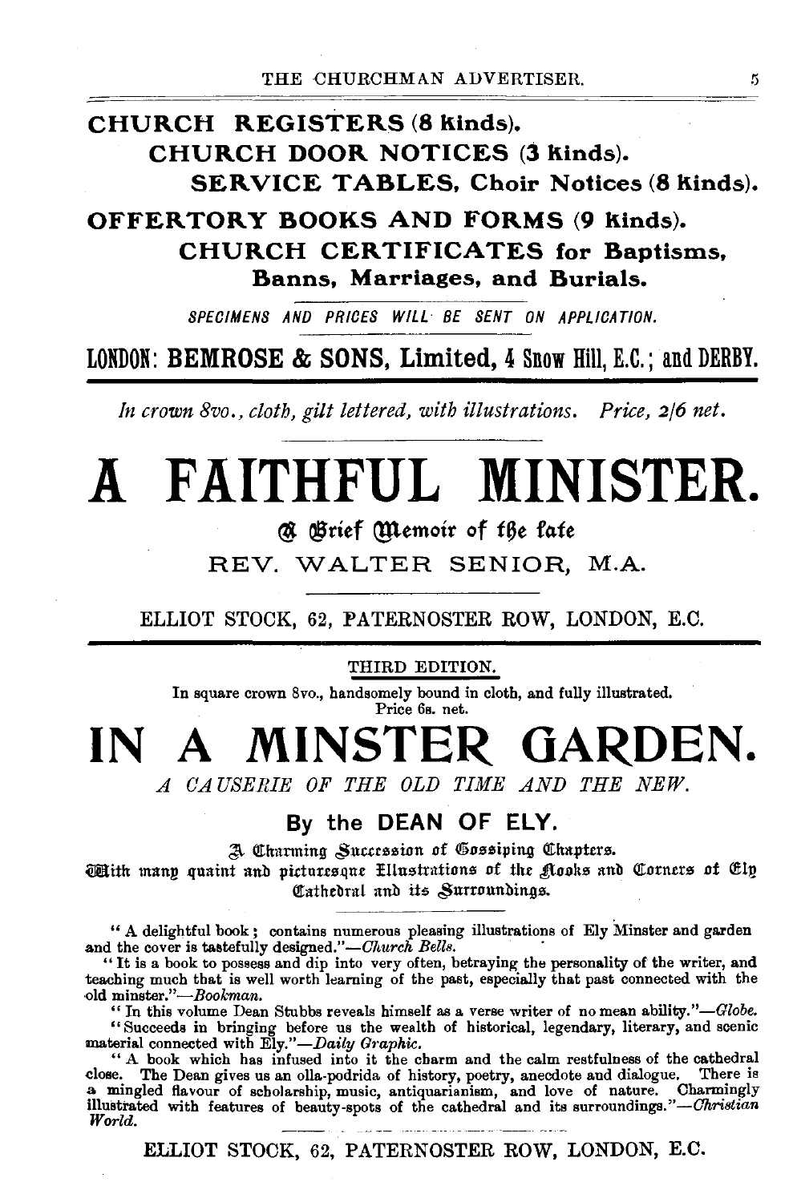**CHURCH REGISTERS (8 kinds).**

**CHURCH DOOR NOTICES (3 kinds).**

**SERVICE TABLES, Choir Notices (8 kinds).**

**OFFERTORY BOOKS AND FORMS (9 kinds).**

**CHURCH CERTIFICATES for Baptisms, Banns, Marriages, and Burials.**

*SPECIMENS AND PRICES WILL BE SENT ON APPLICATION.*

**LONDON: BEMROSE & SONS, Limited, 4 Snow Hill, E.C.; and DERBY.**

---

*In crown 8vo., cloth, gilt lettered, with illustrations. Price, 2/6 net.*

# A FAITHFUL MINISTER.

A Brief Memoir of the late

REV. WALTER SENIOR, M.A.

ELLIOT STOCK, 62, PATERNOSTER ROW, LONDON, E.C.

---

THIRD EDITION.

In square crown 8vo., handsomely bound in cloth, and fully illustrated. Price 6s. net.

# IN A MINSTER GARDEN.

*A CAUSERIE OF THE OLD TIME AND THE NEW.*

**By the DEAN OF ELY.**

A Charming Succession of Gossiping Chapters.

With many quaint and picturesque Illustrations of the Nooks and Corners of Ely Cathedral and its Surroundings.

"A delightful book; contains numerous pleasing illustrations of Ely Minster and garden and the cover is tastefully designed."—*Church Bells.*

"It is a book to possess and dip into very often, betraying the personality of the writer, and teaching much that is well worth learning of the past, especially that past connected with the old minster."—*Bookman.*

"In this volume Dean Stubbs reveals himself as a verse writer of no mean ability."—*Globe.*

"Succeeds in bringing before us the wealth of historical, legendary, literary, and scenic material connected with Ely."—*Daily Graphic.*

"A book which has infused into it the charm and the calm restfulness of the cathedral close. The Dean gives us an olla-podrida of history, poetry, anecdote and dialogue. There is a mingled flavour of scholarship, music, antiquarianism, and love of nature. Charmingly illustrated with features of beauty-spots of the cathedral and its surroundings."—*Christian World.*

ELLIOT STOCK, 62, PATERNOSTER ROW, LONDON, E.C.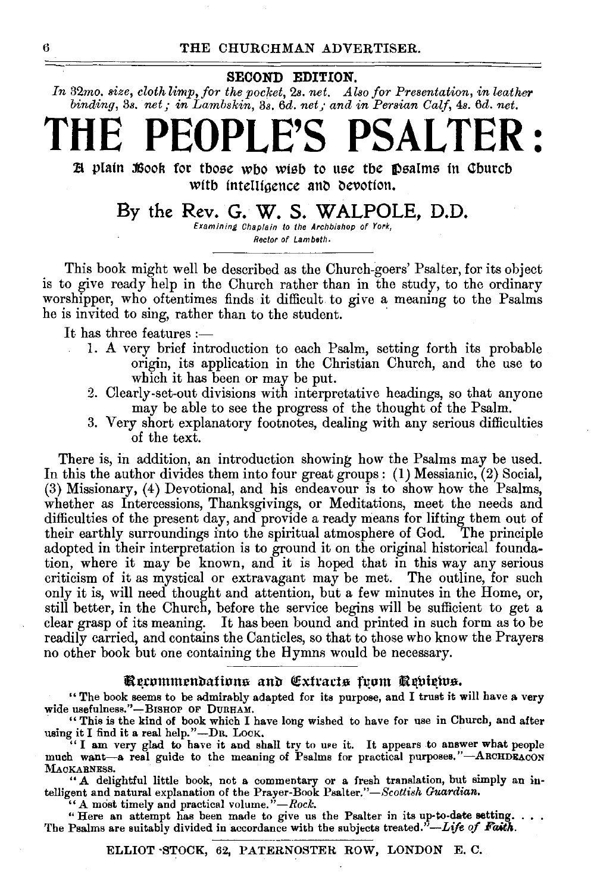**SECOND EDITION.**

*In 32mo. size, cloth limp, for the pocket, 2s. net. Also for Presentation, in leather binding, 3s. net; in Lambskin, 3s. 6d. net; and in Persian Calf, 4s. 6d. net.*

# THE PEOPLE'S PSALTER:

### A plain Book for those who wish to use the Psalms in Church with intelligence and devotion.

## By the Rev. G. W. S. WALPOLE, D.D.

*Examining Chaplain to the Archbishop of York,*
*Rector of Lambeth.*

---

This book might well be described as the Church-goers' Psalter, for its object is to give ready help in the Church rather than in the study, to the ordinary worshipper, who oftentimes finds it difficult to give a meaning to the Psalms he is invited to sing, rather than to the student.

It has three features :—

1. A very brief introduction to each Psalm, setting forth its probable origin, its application in the Christian Church, and the use to which it has been or may be put.
2. Clearly-set-out divisions with interpretative headings, so that anyone may be able to see the progress of the thought of the Psalm.
3. Very short explanatory footnotes, dealing with any serious difficulties of the text.

There is, in addition, an introduction showing how the Psalms may be used. In this the author divides them into four great groups: (1) Messianic, (2) Social, (3) Missionary, (4) Devotional, and his endeavour is to show how the Psalms, whether as Intercessions, Thanksgivings, or Meditations, meet the needs and difficulties of the present day, and provide a ready means for lifting them out of their earthly surroundings into the spiritual atmosphere of God. The principle adopted in their interpretation is to ground it on the original historical foundation, where it may be known, and it is hoped that in this way any serious criticism of it as mystical or extravagant may be met. The outline, for such only it is, will need thought and attention, but a few minutes in the Home, or, still better, in the Church, before the service begins will be sufficient to get a clear grasp of its meaning. It has been bound and printed in such form as to be readily carried, and contains the Canticles, so that to those who know the Prayers no other book but one containing the Hymns would be necessary.

---

### Recommendations and Extracts from Reviews.

"The book seems to be admirably adapted for its purpose, and I trust it will have a very wide usefulness."—BISHOP OF DURHAM.

"This is the kind of book which I have long wished to have for use in Church, and after using it I find it a real help."—DR. LOCK.

"I am very glad to have it and shall try to use it. It appears to answer what people much want—a real guide to the meaning of Psalms for practical purposes."—ARCHDEACON MACKARNESS.

"A delightful little book, not a commentary or a fresh translation, but simply an intelligent and natural explanation of the Prayer-Book Psalter."—*Scottish Guardian.*

"A most timely and practical volume."—*Rock.*

"Here an attempt has been made to give us the Psalter in its up-to-date setting. . . . The Psalms are suitably divided in accordance with the subjects treated."—*Life of Faith.*

---

ELLIOT STOCK, 62, PATERNOSTER ROW, LONDON E. C.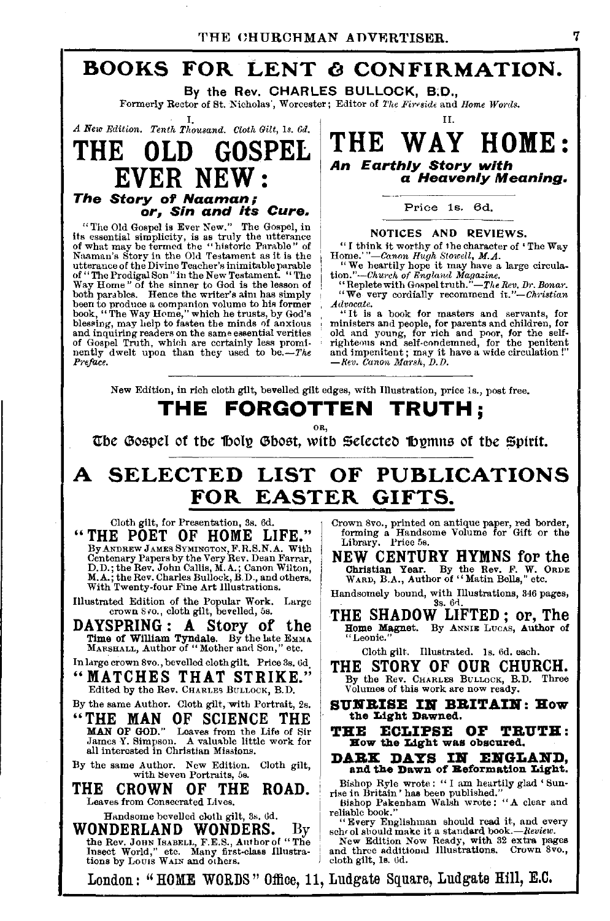# BOOKS FOR LENT & CONFIRMATION.

By the Rev. CHARLES BULLOCK, B.D.,

Formerly Rector of St. Nicholas', Worcester; Editor of *The Fireside* and *Home Words.*

I.

*A New Edition. Tenth Thousand. Cloth Gilt, 1s. 6d.*

## THE OLD GOSPEL EVER NEW:

### *The Story of Naaman; or, Sin and its Cure.*

"The Old Gospel is Ever New." The Gospel, in its essential simplicity, is as truly the utterance of what may be termed the "historic Parable" of Naaman's Story in the Old Testament as it is the utterance of the Divine Teacher's inimitable parable of "The Prodigal Son" in the New Testament. "The Way Home" of the sinner to God is the lesson of both parables. Hence the writer's aim has simply been to produce a companion volume to his former book, "The Way Home," which he trusts, by God's blessing, may help to fasten the minds of anxious and inquiring readers on the same essential verities of Gospel Truth, which are certainly less prominently dwelt upon than they used to be.—*The Preface.*

II.

## THE WAY HOME:

### *An Earthly Story with a Heavenly Meaning.*

Price 1s. 6d.

NOTICES AND REVIEWS.

"I think it worthy of the character of 'The Way Home.'"—*Canon Hugh Stowell, M.A.*

"We heartily hope it may have a large circulation."—*Church of England Magazine.*

"Replete with Gospel truth."—*The Rev. Dr. Bonar.*

"We very cordially recommend it."—*Christian Advocate.*

"It is a book for masters and servants, for ministers and people, for parents and children, for old and young, for rich and poor, for the self-righteous and self-condemned, for the penitent and impenitent; may it have a wide circulation!" —*Rev. Canon Marsh, D.D.*

---

New Edition, in rich cloth gilt, bevelled gilt edges, with Illustration, price 1s., post free.

## THE FORGOTTEN TRUTH;

OR,

**The Gospel of the Holy Ghost, with Selected Hymns of the Spirit.**

---

# A SELECTED LIST OF PUBLICATIONS FOR EASTER GIFTS.

Cloth gilt, for Presentation, 3s. 6d.

**"THE POET OF HOME LIFE."** By ANDREW JAMES SYMINGTON, F.R.S.N.A. With Centenary Papers by the Very Rev. Dean Farrar, D.D.; the Rev. John Callis, M.A.; Canon Wilton, M.A.; the Rev. Charles Bullock, B.D., and others. With Twenty-four Fine Art Illustrations.

Illustrated Edition of the Popular Work. Large crown 8vo., cloth gilt, bevelled, 5s.

**DAYSPRING: A Story of the Time of William Tyndale.** By the late EMMA MARSHALL, Author of "Mother and Son," etc.

In large crown 8vo., bevelled cloth gilt. Price 3s. 6d.

**"MATCHES THAT STRIKE."** Edited by the Rev. CHARLES BULLOCK, B.D.

By the same Author. Cloth gilt, with Portrait, 2s.

**"THE MAN OF SCIENCE THE MAN OF GOD."** Leaves from the Life of Sir James Y. Simpson. A valuable little work for all interested in Christian Missions.

By the same Author. New Edition. Cloth gilt, with Seven Portraits, 5s.

**THE CROWN OF THE ROAD.** Leaves from Consecrated Lives.

Handsome bevelled cloth gilt, 3s. 6d.

**WONDERLAND WONDERS.** By the Rev. JOHN ISABELL, F.E.S., Author of "The Insect World," etc. Many first-class Illustrations by LOUIS WAIN and others.

Crown 8vo., printed on antique paper, red border, forming a Handsome Volume for Gift or the Library. Price 5s.

**NEW CENTURY HYMNS for the Christian Year.** By the Rev. F. W. ORDE WARD, B.A., Author of "Matin Bells," etc.

Handsomely bound, with Illustrations, 346 pages, 3s. 6d.

**THE SHADOW LIFTED; or, The Home Magnet.** By ANNIE LUCAS, Author of "Leonie."

Cloth gilt. Illustrated. 1s. 6d. each.

**THE STORY OF OUR CHURCH.** By the Rev. CHARLES BULLOCK, B.D. Three Volumes of this work are now ready.

**SUNRISE IN BRITAIN: How the Light Dawned.**

**THE ECLIPSE OF TRUTH: How the Light was obscured.**

**DARK DAYS IN ENGLAND, and the Dawn of Reformation Light.**

Bishop Ryle wrote: "I am heartily glad 'Sunrise in Britain' has been published."

Bishop Pakenham Walsh wrote: "A clear and reliable book."

"Every Englishman should read it, and every school should make it a standard book.—*Review.*

New Edition Now Ready, with 32 extra pages and three additional Illustrations. Crown 8vo., cloth gilt, 1s. 6d.

London: "HOME WORDS" Office, 11, Ludgate Square, Ludgate Hill, E.C.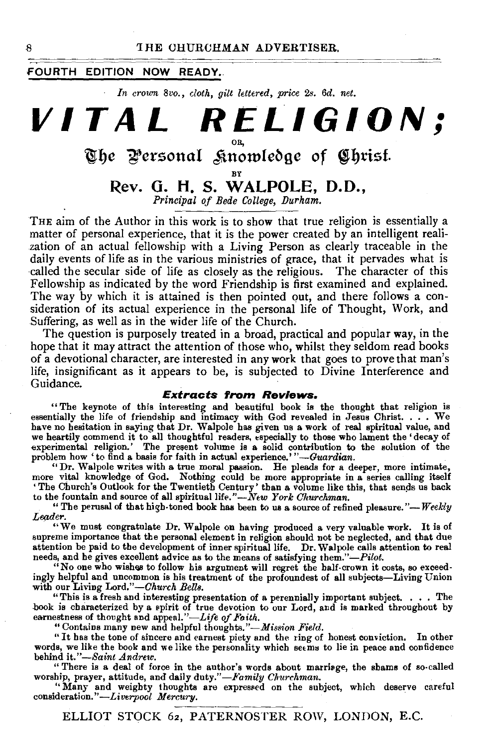FOURTH EDITION NOW READY.

*In crown 8vo., cloth, gilt lettered, price 2s. 6d. net.*

# VITAL RELIGION;

OR,

## The Personal Knowledge of Christ.

BY

## Rev. G. H. S. WALPOLE, D.D.,

*Principal of Bede College, Durham.*

THE aim of the Author in this work is to show that true religion is essentially a matter of personal experience, that it is the power created by an intelligent realization of an actual fellowship with a Living Person as clearly traceable in the daily events of life as in the various ministries of grace, that it pervades what is called the secular side of life as closely as the religious. The character of this Fellowship as indicated by the word Friendship is first examined and explained. The way by which it is attained is then pointed out, and there follows a consideration of its actual experience in the personal life of Thought, Work, and Suffering, as well as in the wider life of the Church.

The question is purposely treated in a broad, practical and popular way, in the hope that it may attract the attention of those who, whilst they seldom read books of a devotional character, are interested in any work that goes to prove that man's life, insignificant as it appears to be, is subjected to Divine Interference and Guidance.

### *Extracts from Reviews.*

"The keynote of this interesting and beautiful book is the thought that religion is essentially the life of friendship and intimacy with God revealed in Jesus Christ. . . . We have no hesitation in saying that Dr. Walpole has given us a work of real spiritual value, and we heartily commend it to all thoughtful readers, especially to those who lament the 'decay of experimental religion.' The present volume is a solid contribution to the solution of the problem how 'to find a basis for faith in actual experience.'"—*Guardian.*

"Dr. Walpole writes with a true moral passion. He pleads for a deeper, more intimate, more vital knowledge of God. Nothing could be more appropriate in a series calling itself 'The Church's Outlook for the Twentieth Century' than a volume like this, that sends us back to the fountain and source of all spiritual life."—*New York Churchman.*

"The perusal of that high-toned book has been to us a source of refined pleasure."—*Weekly Leader.*

"We must congratulate Dr. Walpole on having produced a very valuable work. It is of supreme importance that the personal element in religion should not be neglected, and that due attention be paid to the development of inner spiritual life. Dr. Walpole calls attention to real needs, and he gives excellent advice as to the means of satisfying them."—*Pilot.*

"No one who wishes to follow his argument will regret the half-crown it costs, so exceedingly helpful and uncommon is his treatment of the profoundest of all subjects—Living Union with our Living Lord."—*Church Bells.*

"This is a fresh and interesting presentation of a perennially important subject. . . . The book is characterized by a spirit of true devotion to our Lord, and is marked throughout by earnestness of thought and appeal."—*Life of Faith.*

"Contains many new and helpful thoughts."—*Mission Field.*

"It has the tone of sincere and earnest piety and the ring of honest conviction. In other words, we like the book and we like the personality which seems to lie in peace and confidence behind it."—*Saint Andrew.*

"There is a deal of force in the author's words about marriage, the shams of so-called worship, prayer, attitude, and daily duty."—*Family Churchman.*

"Many and weighty thoughts are expressed on the subject, which deserve careful consideration."—*Liverpool Mercury.*

ELLIOT STOCK 62, PATERNOSTER ROW, LONDON, E.C.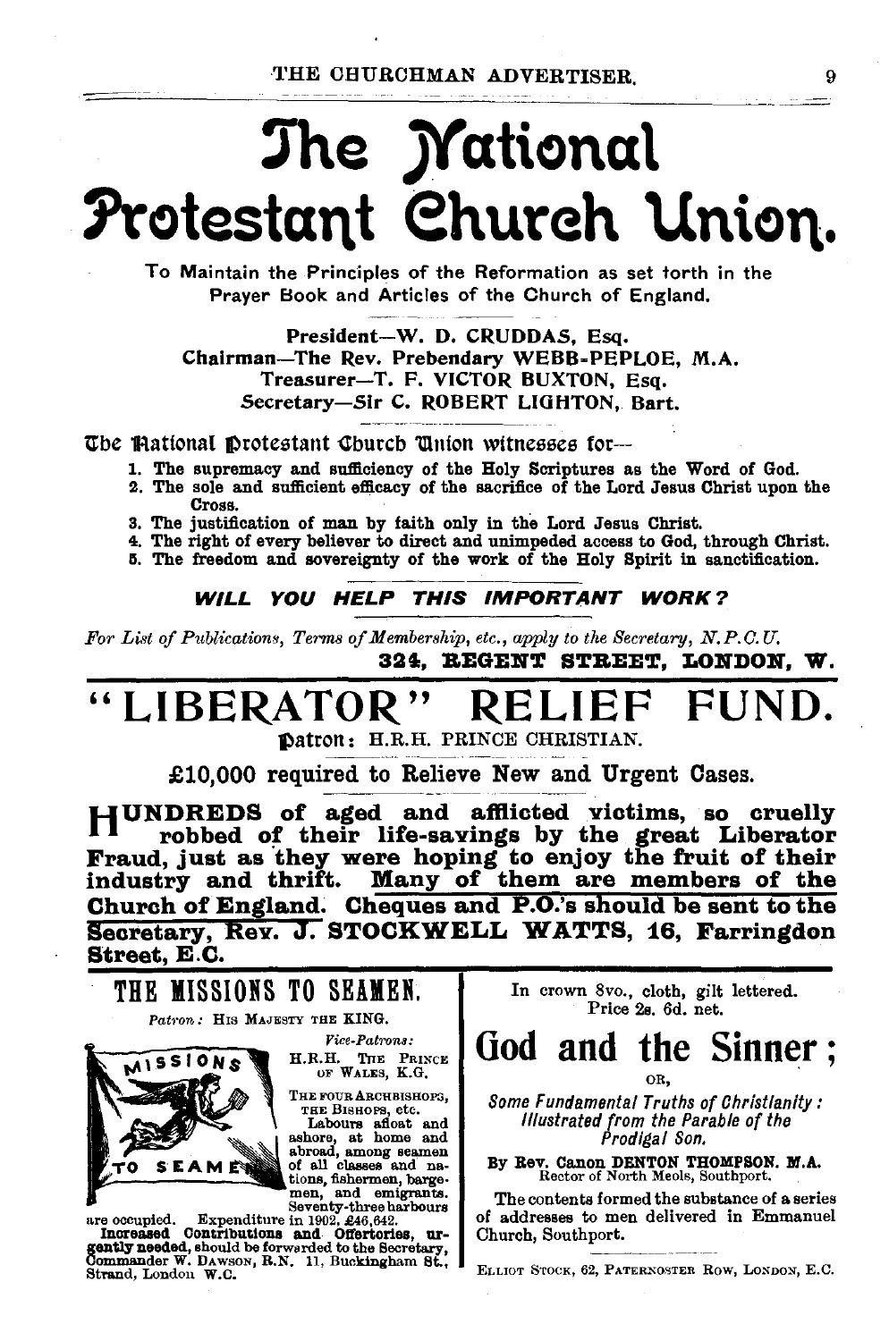# The National Protestant Church Union.

To Maintain the Principles of the Reformation as set forth in the Prayer Book and Articles of the Church of England.

President—W. D. CRUDDAS, Esq.
Chairman—The Rev. Prebendary WEBB-PEPLOE, M.A.
Treasurer—T. F. VICTOR BUXTON, Esq.
Secretary—Sir C. ROBERT LIGHTON, Bart.

The National Protestant Church Union witnesses for—

1. The supremacy and sufficiency of the Holy Scriptures as the Word of God.
2. The sole and sufficient efficacy of the sacrifice of the Lord Jesus Christ upon the Cross.
3. The justification of man by faith only in the Lord Jesus Christ.
4. The right of every believer to direct and unimpeded access to God, through Christ.
5. The freedom and sovereignty of the work of the Holy Spirit in sanctification.

***WILL YOU HELP THIS IMPORTANT WORK?***

*For List of Publications, Terms of Membership, etc., apply to the Secretary, N.P.C.U.*
**324, REGENT STREET, LONDON, W.**

# "LIBERATOR" RELIEF FUND.

Patron: H.R.H. PRINCE CHRISTIAN.

**£10,000 required to Relieve New and Urgent Cases.**

**HUNDREDS of aged and afflicted victims, so cruelly robbed of their life-savings by the great Liberator Fraud, just as they were hoping to enjoy the fruit of their industry and thrift. Many of them are members of the Church of England. Cheques and P.O.'s should be sent to the Secretary, Rev. J. STOCKWELL WATTS, 16, Farringdon Street, E.C.**

## THE MISSIONS TO SEAMEN.

*Patron:* HIS MAJESTY THE KING.

*Vice-Patrons:*
H.R.H. THE PRINCE OF WALES, K.G.
THE FOUR ARCHBISHOPS, THE BISHOPS, etc.

Labours afloat and ashore, at home and abroad, among seamen of all classes and nations, fishermen, bargemen, and emigrants. Seventy-three harbours are occupied. Expenditure in 1902, £46,642.

**Increased Contributions and Offertories, urgently needed,** should be forwarded to the Secretary, Commander W. DAWSON, R.N. 11, Buckingham St., Strand, London W.C.

In crown 8vo., cloth, gilt lettered.
Price 2s. 6d. net.

## God and the Sinner;

OR,

*Some Fundamental Truths of Christianity: Illustrated from the Parable of the Prodigal Son.*

By Rev. Canon DENTON THOMPSON, M.A.
Rector of North Meols, Southport.

The contents formed the substance of a series of addresses to men delivered in Emmanuel Church, Southport.

ELLIOT STOCK, 62, PATERNOSTER ROW, LONDON, E.C.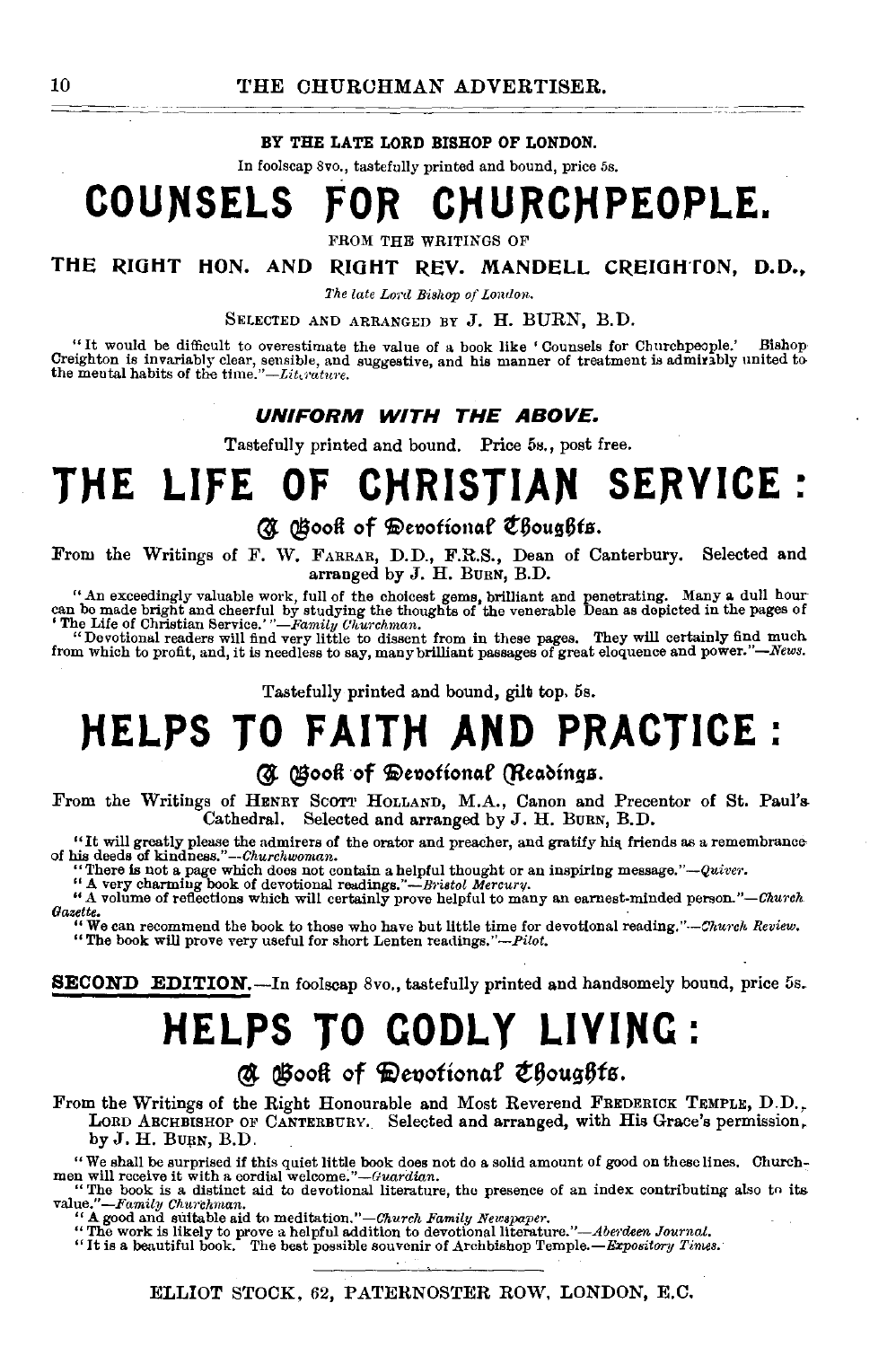BY THE LATE LORD BISHOP OF LONDON.

In foolscap 8vo., tastefully printed and bound, price 5s.

# COUNSELS FOR CHURCHPEOPLE.

FROM THE WRITINGS OF

**THE RIGHT HON. AND RIGHT REV. MANDELL CREIGHTON, D.D.,**

*The late Lord Bishop of London.*

SELECTED AND ARRANGED BY J. H. BURN, B.D.

"It would be difficult to overestimate the value of a book like 'Counsels for Churchpeople.' Bishop Creighton is invariably clear, sensible, and suggestive, and his manner of treatment is admirably united to the mental habits of the time."—*Literature.*

***UNIFORM WITH THE ABOVE.***

Tastefully printed and bound. Price 5s., post free.

# THE LIFE OF CHRISTIAN SERVICE:

## A Book of Devotional Thoughts.

From the Writings of F. W. FARRAR, D.D., F.R.S., Dean of Canterbury. Selected and arranged by J. H. BURN, B.D.

"An exceedingly valuable work, full of the choicest gems, brilliant and penetrating. Many a dull hour can be made bright and cheerful by studying the thoughts of the venerable Dean as depicted in the pages of 'The Life of Christian Service.'"—*Family Churchman.*

"Devotional readers will find very little to dissent from in these pages. They will certainly find much from which to profit, and, it is needless to say, many brilliant passages of great eloquence and power."—*News.*

Tastefully printed and bound, gilt top, 5s.

# HELPS TO FAITH AND PRACTICE:

## A Book of Devotional Readings.

From the Writings of HENRY SCOTT HOLLAND, M.A., Canon and Precentor of St. Paul's Cathedral. Selected and arranged by J. H. BURN, B.D.

"It will greatly please the admirers of the orator and preacher, and gratify his friends as a remembrance of his deeds of kindness."—*Churchwoman.*

"There is not a page which does not contain a helpful thought or an inspiring message."—*Quiver.*

"A very charming book of devotional readings."—*Bristol Mercury.*

"A volume of reflections which will certainly prove helpful to many an earnest-minded person."—*Church Gazette.*

"We can recommend the book to those who have but little time for devotional reading."—*Church Review.*

"The book will prove very useful for short Lenten readings."—*Pilot.*

**SECOND EDITION.**—In foolscap 8vo., tastefully printed and handsomely bound, price 5s.

# HELPS TO GODLY LIVING:

## A Book of Devotional Thoughts.

From the Writings of the Right Honourable and Most Reverend FREDERICK TEMPLE, D.D., LORD ARCHBISHOP OF CANTERBURY. Selected and arranged, with His Grace's permission, by J. H. BURN, B.D.

"We shall be surprised if this quiet little book does not do a solid amount of good on these lines. Churchmen will receive it with a cordial welcome."—*Guardian.*

"The book is a distinct aid to devotional literature, the presence of an index contributing also to its value."—*Family Churchman.*

"A good and suitable aid to meditation."—*Church Family Newspaper.*

"The work is likely to prove a helpful addition to devotional literature."—*Aberdeen Journal.*

"It is a beautiful book. The best possible souvenir of Archbishop Temple.—*Expository Times.*

ELLIOT STOCK, 62, PATERNOSTER ROW, LONDON, E.C.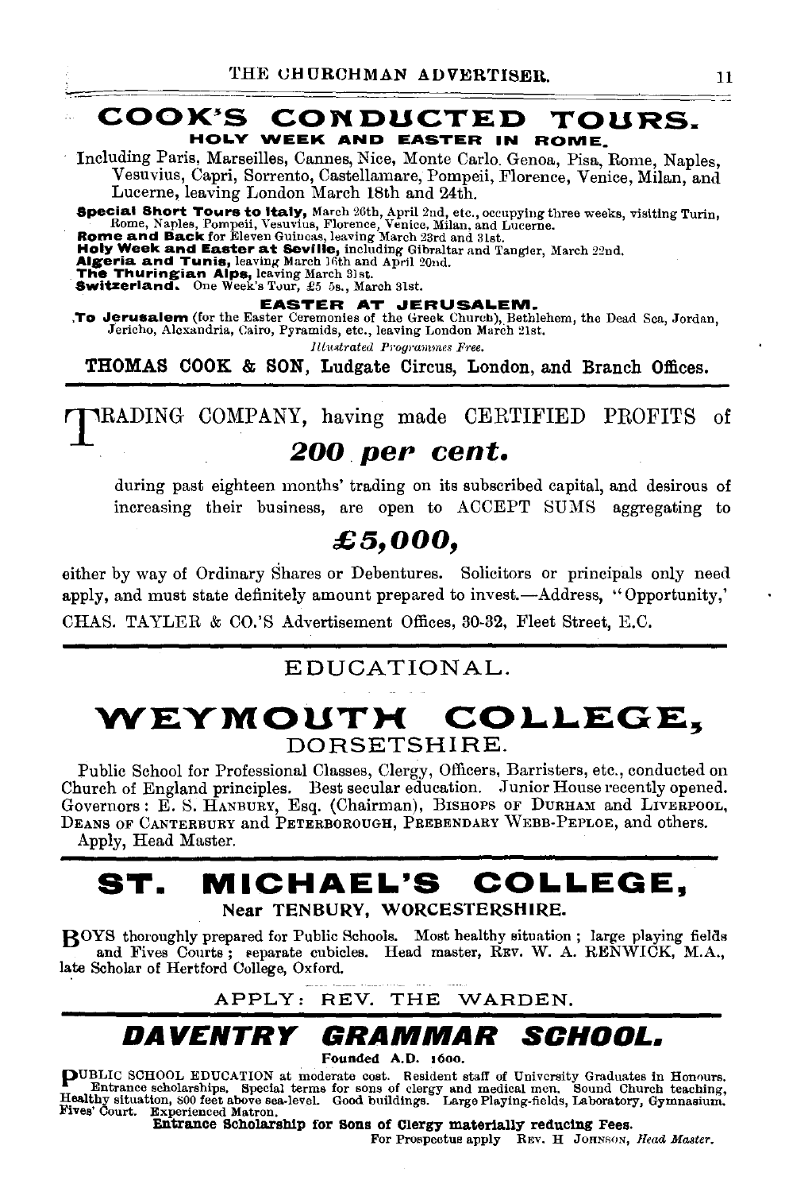# COOK'S CONDUCTED TOURS.

## HOLY WEEK AND EASTER IN ROME.

Including Paris, Marseilles, Cannes, Nice, Monte Carlo, Genoa, Pisa, Rome, Naples, Vesuvius, Capri, Sorrento, Castellamare, Pompeii, Florence, Venice, Milan, and Lucerne, leaving London March 18th and 24th.

**Special Short Tours to Italy,** March 26th, April 2nd, etc., occupying three weeks, visiting Turin, Rome, Naples, Pompeii, Vesuvius, Florence, Venice, Milan, and Lucerne.
**Rome and Back** for Eleven Guineas, leaving March 23rd and 31st.
**Holy Week and Easter at Seville,** including Gibraltar and Tangier, March 22nd.
**Algeria and Tunis,** leaving March 16th and April 20nd.
**The Thuringian Alps,** leaving March 31st.
**Switzerland.** One Week's Tour, £5 5s., March 31st.

**EASTER AT JERUSALEM.**

**To Jerusalem** (for the Easter Ceremonies of the Greek Church), Bethlehem, the Dead Sea, Jordan, Jericho, Alexandria, Cairo, Pyramids, etc., leaving London March 21st.

*Illustrated Programmes Free.*

**THOMAS COOK & SON, Ludgate Circus, London, and Branch Offices.**

---

TRADING COMPANY, having made CERTIFIED PROFITS of

***200 per cent.***

during past eighteen months' trading on its subscribed capital, and desirous of increasing their business, are open to ACCEPT SUMS aggregating to

***£5,000,***

either by way of Ordinary Shares or Debentures. Solicitors or principals only need apply, and must state definitely amount prepared to invest.—Address, "Opportunity,' CHAS. TAYLER & CO.'S Advertisement Offices, 30-32, Fleet Street, E.C.

---

EDUCATIONAL.

# WEYMOUTH COLLEGE,

DORSETSHIRE.

Public School for Professional Classes, Clergy, Officers, Barristers, etc., conducted on Church of England principles. Best secular education. Junior House recently opened. Governors: E. S. HANBURY, Esq. (Chairman), BISHOPS OF DURHAM and LIVERPOOL, DEANS OF CANTERBURY and PETERBOROUGH, PREBENDARY WEBB-PEPLOE, and others.
Apply, Head Master.

---

# ST. MICHAEL'S COLLEGE,

**Near TENBURY, WORCESTERSHIRE.**

BOYS thoroughly prepared for Public Schools. Most healthy situation; large playing fields and Fives Courts; separate cubicles. Head master, REV. W. A. RENWICK, M.A., late Scholar of Hertford College, Oxford.

APPLY: REV. THE WARDEN.

---

# *DAVENTRY GRAMMAR SCHOOL.*

**Founded A.D. 1600.**

PUBLIC SCHOOL EDUCATION at moderate cost. Resident staff of University Graduates in Honours. Entrance scholarships. Special terms for sons of clergy and medical men. Sound Church teaching. Healthy situation, 800 feet above sea-level. Good buildings. Large Playing-fields, Laboratory, Gymnasium. Fives' Court. Experienced Matron.

**Entrance Scholarship for Sons of Clergy materially reducing Fees.**

For Prospectus apply REV. H. JOHNSON, *Head Master.*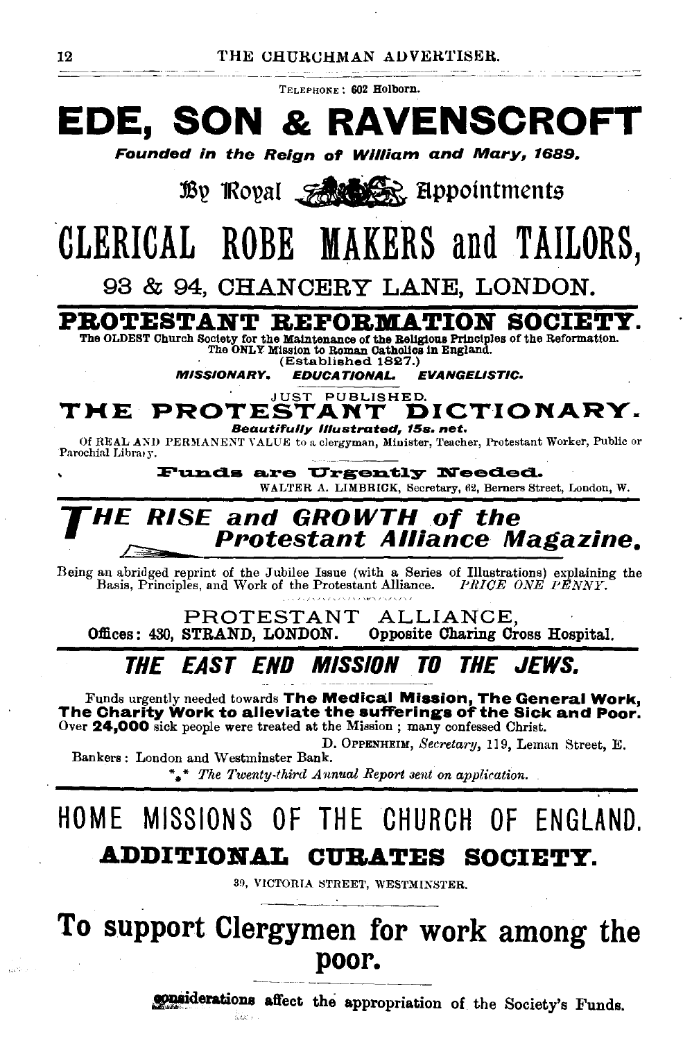TELEPHONE: 602 Holborn.

# EDE, SON & RAVENSCROFT

***Founded in the Reign of William and Mary, 1689.***

By Royal Appointments

# CLERICAL ROBE MAKERS and TAILORS,

## 93 & 94, CHANCERY LANE, LONDON.

---

# PROTESTANT REFORMATION SOCIETY.

**The OLDEST Church Society for the Maintenance of the Religious Principles of the Reformation.**
**The ONLY Mission to Roman Catholics in England.**
(Established 1827.)

***MISSIONARY. EDUCATIONAL. EVANGELISTIC.***

JUST PUBLISHED.

## THE PROTESTANT DICTIONARY.

***Beautifully Illustrated, 15s. net.***

Of REAL AND PERMANENT VALUE to a clergyman, Minister, Teacher, Protestant Worker, Public or Parochial Library.

**Funds are Urgently Needed.**

WALTER A. LIMBRICK, Secretary, 62, Berners Street, London, W.

---

# *THE RISE and GROWTH of the Protestant Alliance Magazine.*

Being an abridged reprint of the Jubilee Issue (with a Series of Illustrations) explaining the Basis, Principles, and Work of the Protestant Alliance. *PRICE ONE PENNY.*

PROTESTANT ALLIANCE,
**Offices: 430, STRAND, LONDON. Opposite Charing Cross Hospital.**

---

# *THE EAST END MISSION TO THE JEWS.*

Funds urgently needed towards **The Medical Mission, The General Work, The Charity Work to alleviate the sufferings of the Sick and Poor.** Over **24,000** sick people were treated at the Mission; many confessed Christ.

D. OPPENHEIM, *Secretary*, 119, Leman Street, E.

Bankers: London and Westminster Bank.

*,* *The Twenty-third Annual Report sent on application.*

---

# HOME MISSIONS OF THE CHURCH OF ENGLAND.

## ADDITIONAL CURATES SOCIETY.

39, VICTORIA STREET, WESTMINSTER.

# To support Clergymen for work among the poor.

**considerations affect the appropriation of the Society's Funds.**